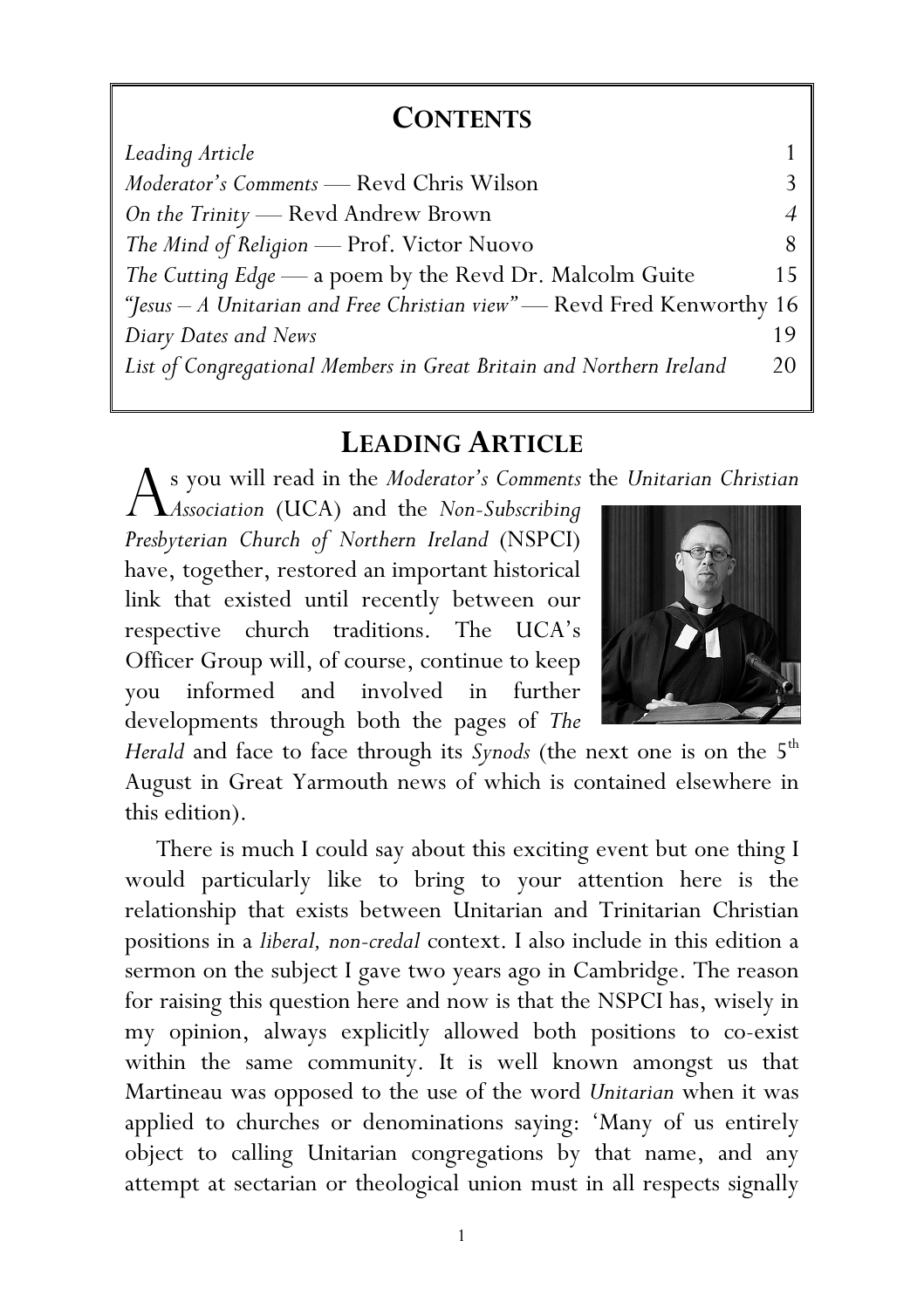## CONTENTS

| | |
|---|---|
| *Leading Article* | 1 |
| *Moderator's Comments* — Revd Chris Wilson | 3 |
| *On the Trinity* — Revd Andrew Brown | *4* |
| *The Mind of Religion* — Prof. Victor Nuovo | 8 |
| *The Cutting Edge* — a poem by the Revd Dr. Malcolm Guite | 15 |
| *"Jesus – A Unitarian and Free Christian view"* — Revd Fred Kenworthy | 16 |
| *Diary Dates and News* | 19 |
| *List of Congregational Members in Great Britain and Northern Ireland* | 20 |

## LEADING ARTICLE

As you will read in the *Moderator's Comments* the *Unitarian Christian Association* (UCA) and the *Non-Subscribing Presbyterian Church of Northern Ireland* (NSPCI) have, together, restored an important historical link that existed until recently between our respective church traditions. The UCA's Officer Group will, of course, continue to keep you informed and involved in further developments through both the pages of *The Herald* and face to face through its *Synods* (the next one is on the 5th August in Great Yarmouth news of which is contained elsewhere in this edition).

There is much I could say about this exciting event but one thing I would particularly like to bring to your attention here is the relationship that exists between Unitarian and Trinitarian Christian positions in a *liberal, non-credal* context. I also include in this edition a sermon on the subject I gave two years ago in Cambridge. The reason for raising this question here and now is that the NSPCI has, wisely in my opinion, always explicitly allowed both positions to co-exist within the same community. It is well known amongst us that Martineau was opposed to the use of the word *Unitarian* when it was applied to churches or denominations saying: 'Many of us entirely object to calling Unitarian congregations by that name, and any attempt at sectarian or theological union must in all respects signally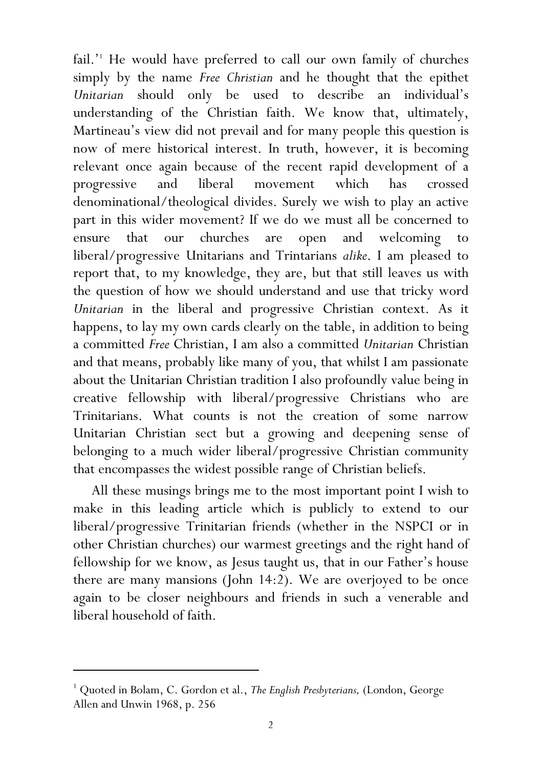fail.'[1] He would have preferred to call our own family of churches simply by the name *Free Christian* and he thought that the epithet *Unitarian* should only be used to describe an individual's understanding of the Christian faith. We know that, ultimately, Martineau's view did not prevail and for many people this question is now of mere historical interest. In truth, however, it is becoming relevant once again because of the recent rapid development of a progressive and liberal movement which has crossed denominational/theological divides. Surely we wish to play an active part in this wider movement? If we do we must all be concerned to ensure that our churches are open and welcoming to liberal/progressive Unitarians and Trintarians *alike*. I am pleased to report that, to my knowledge, they are, but that still leaves us with the question of how we should understand and use that tricky word *Unitarian* in the liberal and progressive Christian context. As it happens, to lay my own cards clearly on the table, in addition to being a committed *Free* Christian, I am also a committed *Unitarian* Christian and that means, probably like many of you, that whilst I am passionate about the Unitarian Christian tradition I also profoundly value being in creative fellowship with liberal/progressive Christians who are Trinitarians. What counts is not the creation of some narrow Unitarian Christian sect but a growing and deepening sense of belonging to a much wider liberal/progressive Christian community that encompasses the widest possible range of Christian beliefs.

All these musings brings me to the most important point I wish to make in this leading article which is publicly to extend to our liberal/progressive Trinitarian friends (whether in the NSPCI or in other Christian churches) our warmest greetings and the right hand of fellowship for we know, as Jesus taught us, that in our Father's house there are many mansions (John 14:2). We are overjoyed to be once again to be closer neighbours and friends in such a venerable and liberal household of faith.

---

[1] Quoted in Bolam, C. Gordon et al., *The English Presbyterians,* (London, George Allen and Unwin 1968, p. 256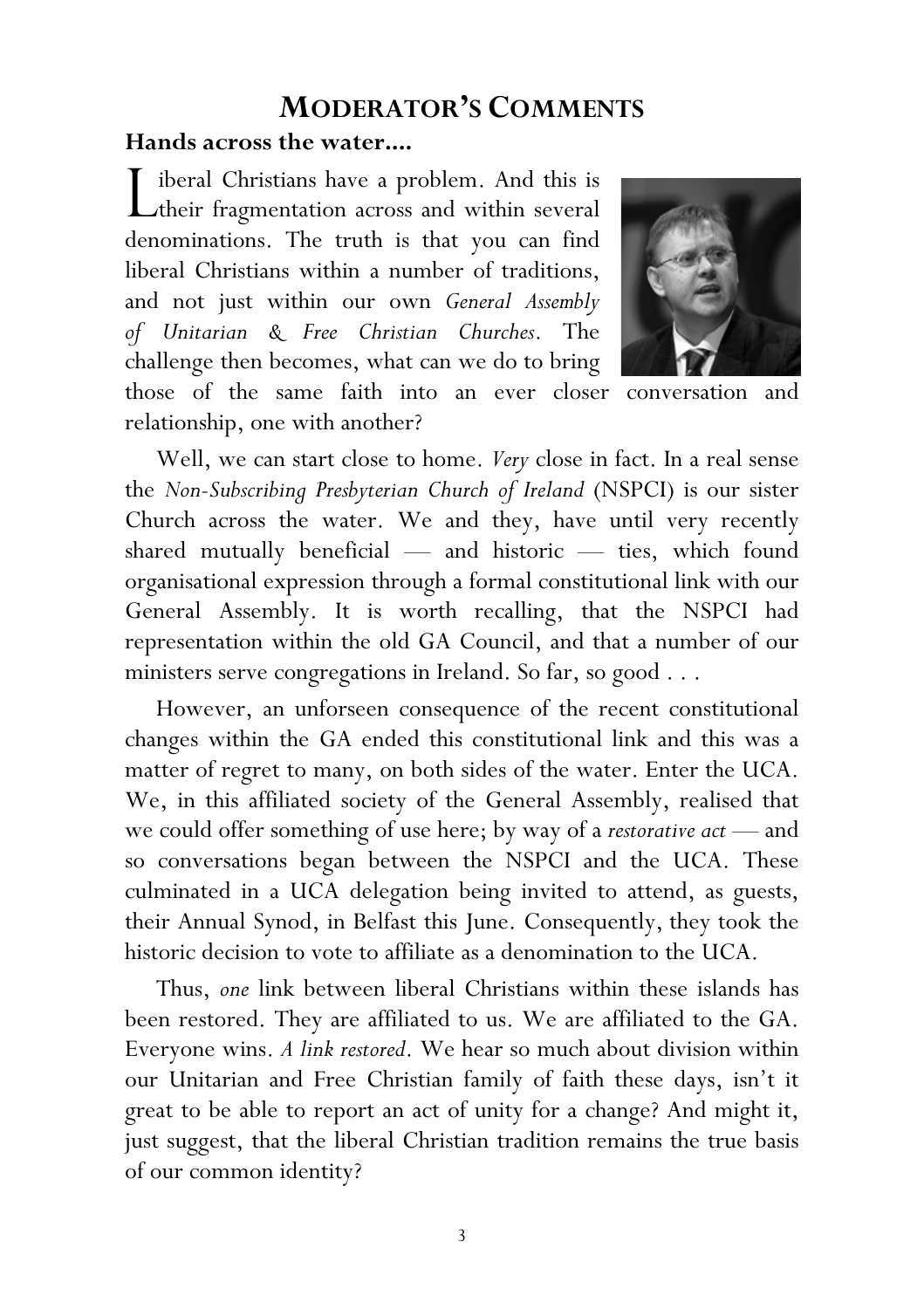# MODERATOR'S COMMENTS

## Hands across the water....

Liberal Christians have a problem. And this is their fragmentation across and within several denominations. The truth is that you can find liberal Christians within a number of traditions, and not just within our own *General Assembly of Unitarian & Free Christian Churches*. The challenge then becomes, what can we do to bring those of the same faith into an ever closer conversation and relationship, one with another?

Well, we can start close to home. *Very* close in fact. In a real sense the *Non-Subscribing Presbyterian Church of Ireland* (NSPCI) is our sister Church across the water. We and they, have until very recently shared mutually beneficial — and historic — ties, which found organisational expression through a formal constitutional link with our General Assembly. It is worth recalling, that the NSPCI had representation within the old GA Council, and that a number of our ministers serve congregations in Ireland. So far, so good . . .

However, an unforseen consequence of the recent constitutional changes within the GA ended this constitutional link and this was a matter of regret to many, on both sides of the water. Enter the UCA. We, in this affiliated society of the General Assembly, realised that we could offer something of use here; by way of a *restorative act* — and so conversations began between the NSPCI and the UCA. These culminated in a UCA delegation being invited to attend, as guests, their Annual Synod, in Belfast this June. Consequently, they took the historic decision to vote to affiliate as a denomination to the UCA.

Thus, *one* link between liberal Christians within these islands has been restored. They are affiliated to us. We are affiliated to the GA. Everyone wins. *A link restored*. We hear so much about division within our Unitarian and Free Christian family of faith these days, isn't it great to be able to report an act of unity for a change? And might it, just suggest, that the liberal Christian tradition remains the true basis of our common identity?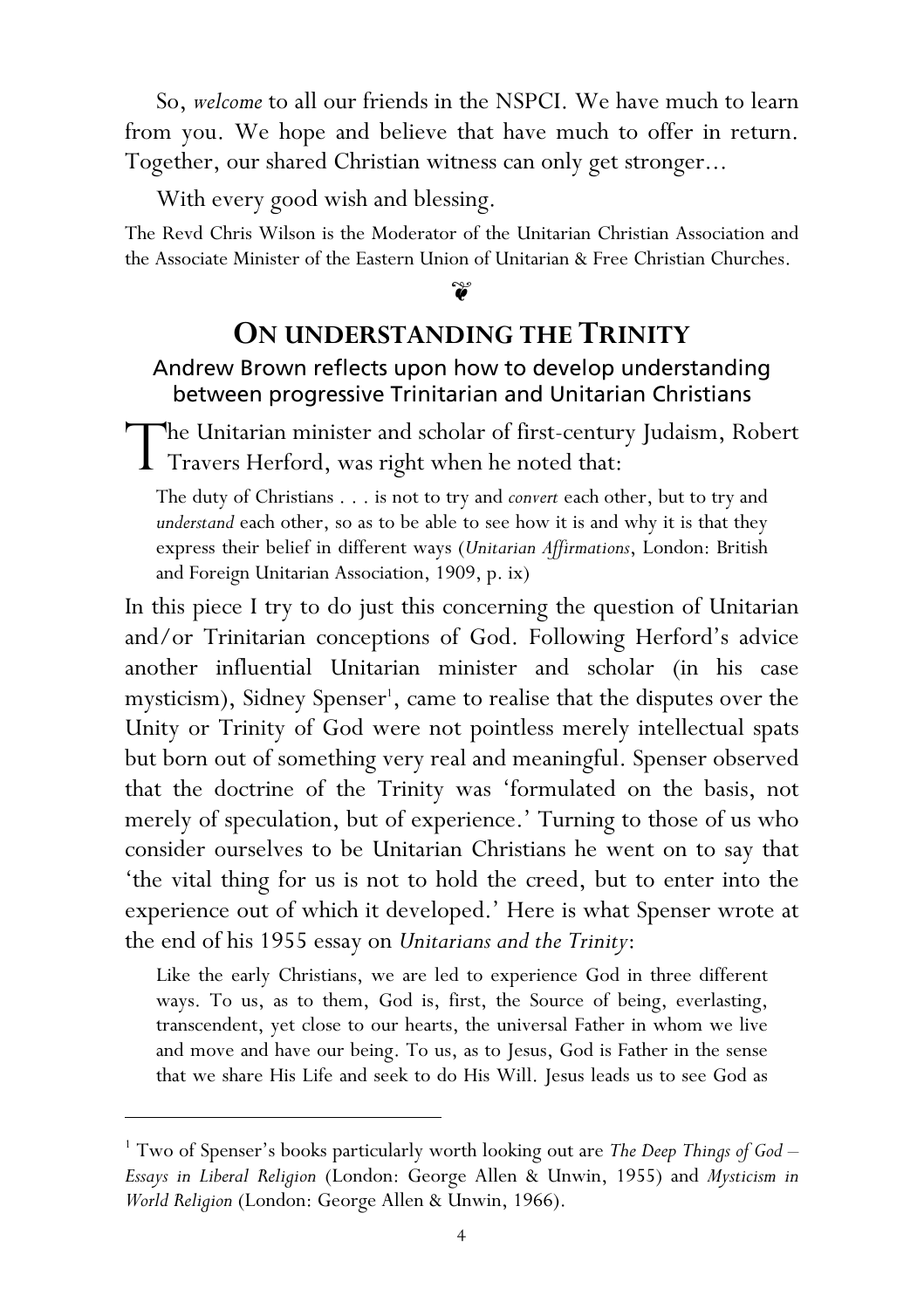So, *welcome* to all our friends in the NSPCI. We have much to learn from you. We hope and believe that have much to offer in return. Together, our shared Christian witness can only get stronger...

With every good wish and blessing.

The Revd Chris Wilson is the Moderator of the Unitarian Christian Association and the Associate Minister of the Eastern Union of Unitarian & Free Christian Churches.

❦

## ON UNDERSTANDING THE TRINITY

### Andrew Brown reflects upon how to develop understanding between progressive Trinitarian and Unitarian Christians

The Unitarian minister and scholar of first-century Judaism, Robert Travers Herford, was right when he noted that:

> The duty of Christians . . . is not to try and *convert* each other, but to try and *understand* each other, so as to be able to see how it is and why it is that they express their belief in different ways (*Unitarian Affirmations*, London: British and Foreign Unitarian Association, 1909, p. ix)

In this piece I try to do just this concerning the question of Unitarian and/or Trinitarian conceptions of God. Following Herford's advice another influential Unitarian minister and scholar (in his case mysticism), Sidney Spenser[1], came to realise that the disputes over the Unity or Trinity of God were not pointless merely intellectual spats but born out of something very real and meaningful. Spenser observed that the doctrine of the Trinity was 'formulated on the basis, not merely of speculation, but of experience.' Turning to those of us who consider ourselves to be Unitarian Christians he went on to say that 'the vital thing for us is not to hold the creed, but to enter into the experience out of which it developed.' Here is what Spenser wrote at the end of his 1955 essay on *Unitarians and the Trinity*:

> Like the early Christians, we are led to experience God in three different ways. To us, as to them, God is, first, the Source of being, everlasting, transcendent, yet close to our hearts, the universal Father in whom we live and move and have our being. To us, as to Jesus, God is Father in the sense that we share His Life and seek to do His Will. Jesus leads us to see God as

---

[1] Two of Spenser's books particularly worth looking out are *The Deep Things of God – Essays in Liberal Religion* (London: George Allen & Unwin, 1955) and *Mysticism in World Religion* (London: George Allen & Unwin, 1966).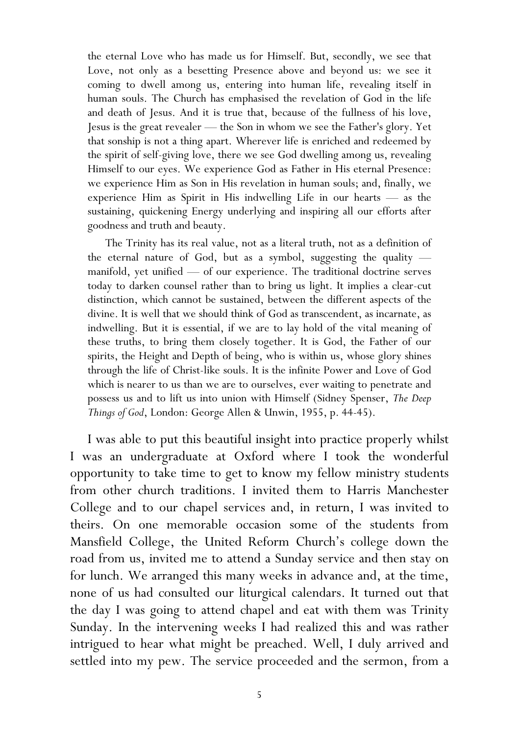> the eternal Love who has made us for Himself. But, secondly, we see that Love, not only as a besetting Presence above and beyond us: we see it coming to dwell among us, entering into human life, revealing itself in human souls. The Church has emphasised the revelation of God in the life and death of Jesus. And it is true that, because of the fullness of his love, Jesus is the great revealer — the Son in whom we see the Father's glory. Yet that sonship is not a thing apart. Wherever life is enriched and redeemed by the spirit of self-giving love, there we see God dwelling among us, revealing Himself to our eyes. We experience God as Father in His eternal Presence: we experience Him as Son in His revelation in human souls; and, finally, we experience Him as Spirit in His indwelling Life in our hearts — as the sustaining, quickening Energy underlying and inspiring all our efforts after goodness and truth and beauty.
>
> The Trinity has its real value, not as a literal truth, not as a definition of the eternal nature of God, but as a symbol, suggesting the quality — manifold, yet unified — of our experience. The traditional doctrine serves today to darken counsel rather than to bring us light. It implies a clear-cut distinction, which cannot be sustained, between the different aspects of the divine. It is well that we should think of God as transcendent, as incarnate, as indwelling. But it is essential, if we are to lay hold of the vital meaning of these truths, to bring them closely together. It is God, the Father of our spirits, the Height and Depth of being, who is within us, whose glory shines through the life of Christ-like souls. It is the infinite Power and Love of God which is nearer to us than we are to ourselves, ever waiting to penetrate and possess us and to lift us into union with Himself (Sidney Spenser, *The Deep Things of God*, London: George Allen & Unwin, 1955, p. 44-45).

I was able to put this beautiful insight into practice properly whilst I was an undergraduate at Oxford where I took the wonderful opportunity to take time to get to know my fellow ministry students from other church traditions. I invited them to Harris Manchester College and to our chapel services and, in return, I was invited to theirs. On one memorable occasion some of the students from Mansfield College, the United Reform Church's college down the road from us, invited me to attend a Sunday service and then stay on for lunch. We arranged this many weeks in advance and, at the time, none of us had consulted our liturgical calendars. It turned out that the day I was going to attend chapel and eat with them was Trinity Sunday. In the intervening weeks I had realized this and was rather intrigued to hear what might be preached. Well, I duly arrived and settled into my pew. The service proceeded and the sermon, from a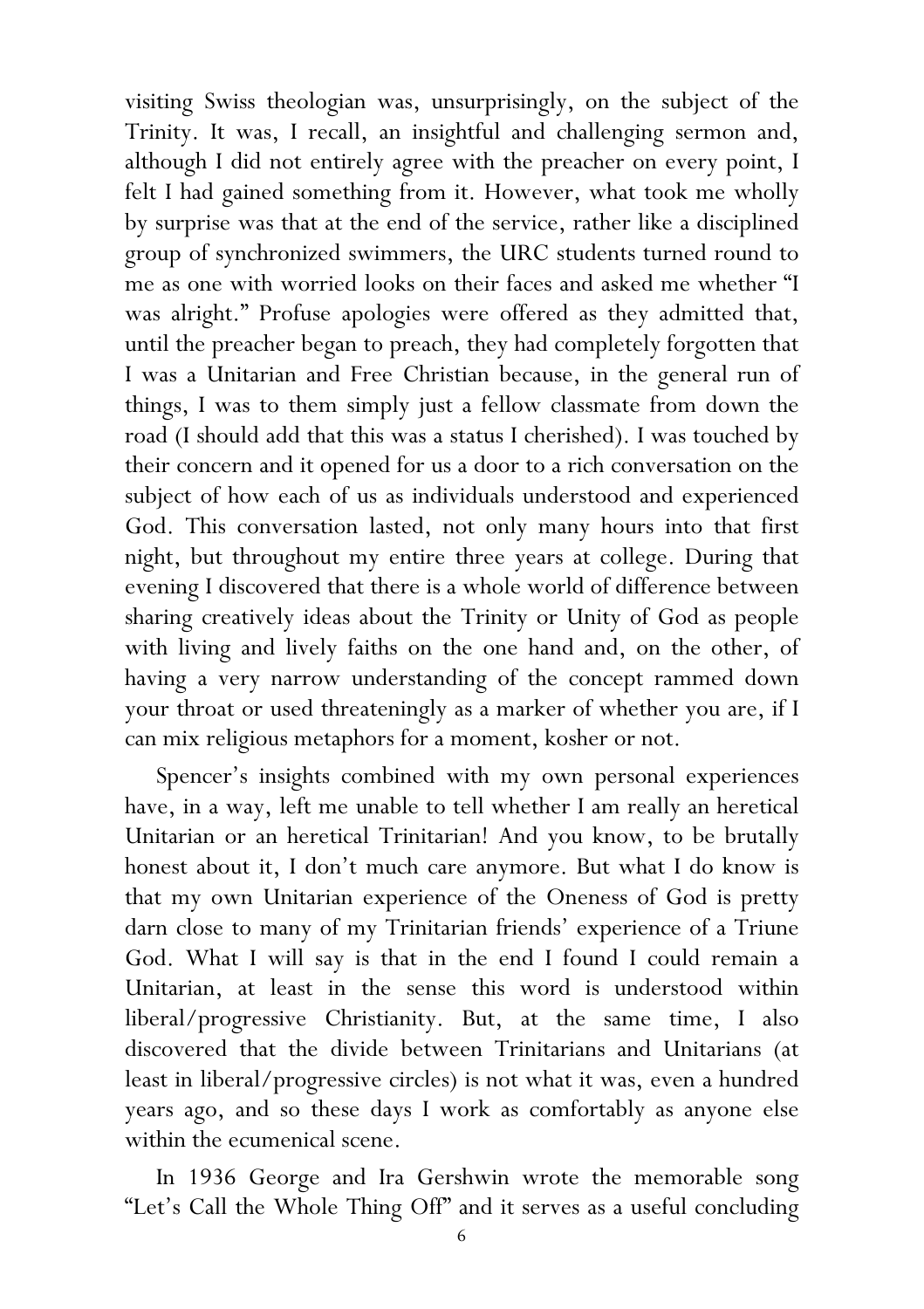visiting Swiss theologian was, unsurprisingly, on the subject of the Trinity. It was, I recall, an insightful and challenging sermon and, although I did not entirely agree with the preacher on every point, I felt I had gained something from it. However, what took me wholly by surprise was that at the end of the service, rather like a disciplined group of synchronized swimmers, the URC students turned round to me as one with worried looks on their faces and asked me whether "I was alright." Profuse apologies were offered as they admitted that, until the preacher began to preach, they had completely forgotten that I was a Unitarian and Free Christian because, in the general run of things, I was to them simply just a fellow classmate from down the road (I should add that this was a status I cherished). I was touched by their concern and it opened for us a door to a rich conversation on the subject of how each of us as individuals understood and experienced God. This conversation lasted, not only many hours into that first night, but throughout my entire three years at college. During that evening I discovered that there is a whole world of difference between sharing creatively ideas about the Trinity or Unity of God as people with living and lively faiths on the one hand and, on the other, of having a very narrow understanding of the concept rammed down your throat or used threateningly as a marker of whether you are, if I can mix religious metaphors for a moment, kosher or not.

Spencer's insights combined with my own personal experiences have, in a way, left me unable to tell whether I am really an heretical Unitarian or an heretical Trinitarian! And you know, to be brutally honest about it, I don't much care anymore. But what I do know is that my own Unitarian experience of the Oneness of God is pretty darn close to many of my Trinitarian friends' experience of a Triune God. What I will say is that in the end I found I could remain a Unitarian, at least in the sense this word is understood within liberal/progressive Christianity. But, at the same time, I also discovered that the divide between Trinitarians and Unitarians (at least in liberal/progressive circles) is not what it was, even a hundred years ago, and so these days I work as comfortably as anyone else within the ecumenical scene.

In 1936 George and Ira Gershwin wrote the memorable song "Let's Call the Whole Thing Off" and it serves as a useful concluding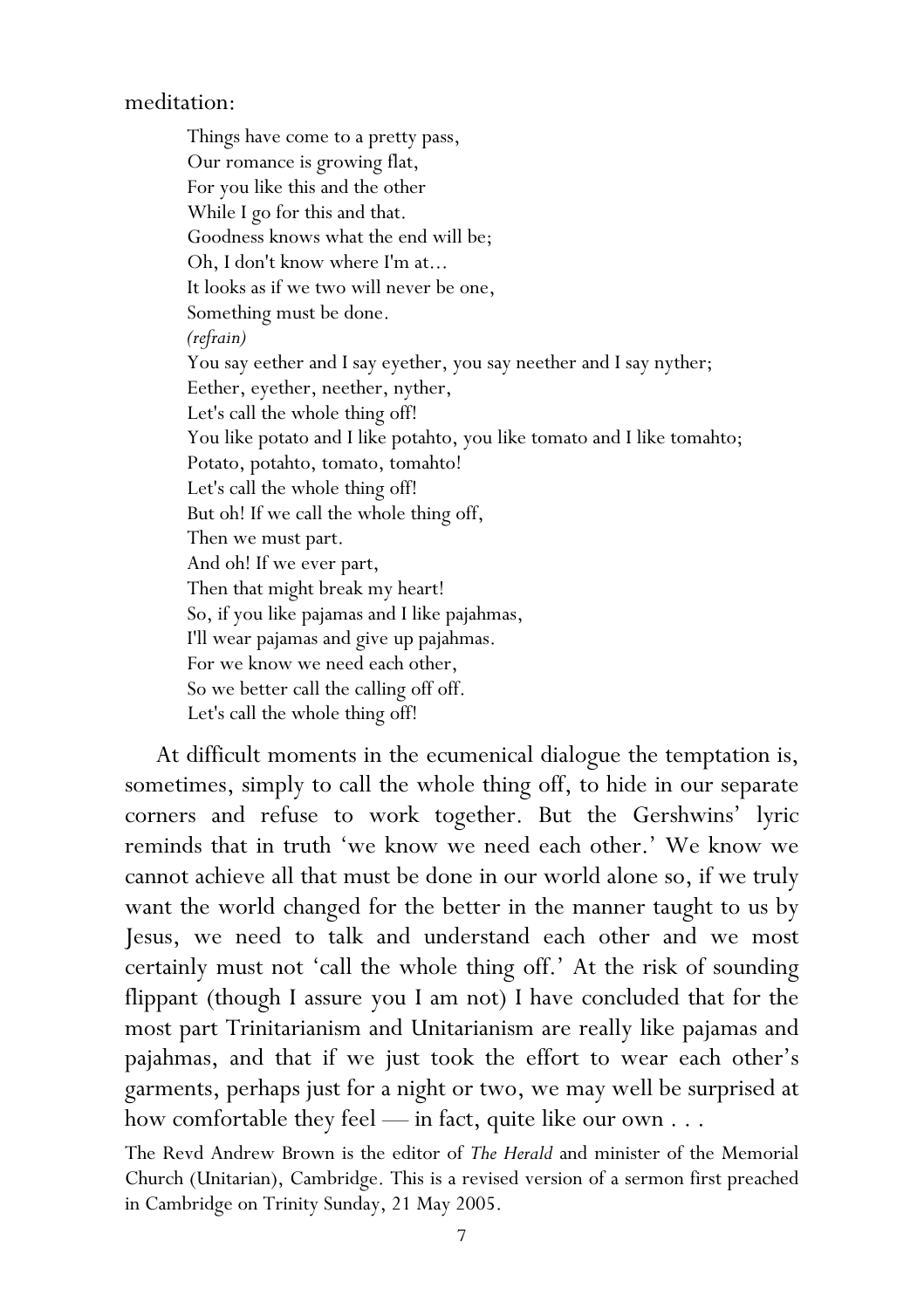meditation:

> Things have come to a pretty pass,
> Our romance is growing flat,
> For you like this and the other
> While I go for this and that.
> Goodness knows what the end will be;
> Oh, I don't know where I'm at...
> It looks as if we two will never be one,
> Something must be done.
> *(refrain)*
> You say eether and I say eyether, you say neether and I say nyther;
> Eether, eyether, neether, nyther,
> Let's call the whole thing off!
> You like potato and I like potahto, you like tomato and I like tomahto;
> Potato, potahto, tomato, tomahto!
> Let's call the whole thing off!
> But oh! If we call the whole thing off,
> Then we must part.
> And oh! If we ever part,
> Then that might break my heart!
> So, if you like pajamas and I like pajahmas,
> I'll wear pajamas and give up pajahmas.
> For we know we need each other,
> So we better call the calling off off.
> Let's call the whole thing off!

At difficult moments in the ecumenical dialogue the temptation is, sometimes, simply to call the whole thing off, to hide in our separate corners and refuse to work together. But the Gershwins' lyric reminds that in truth 'we know we need each other.' We know we cannot achieve all that must be done in our world alone so, if we truly want the world changed for the better in the manner taught to us by Jesus, we need to talk and understand each other and we most certainly must not 'call the whole thing off.' At the risk of sounding flippant (though I assure you I am not) I have concluded that for the most part Trinitarianism and Unitarianism are really like pajamas and pajahmas, and that if we just took the effort to wear each other's garments, perhaps just for a night or two, we may well be surprised at how comfortable they feel — in fact, quite like our own . . .

The Revd Andrew Brown is the editor of *The Herald* and minister of the Memorial Church (Unitarian), Cambridge. This is a revised version of a sermon first preached in Cambridge on Trinity Sunday, 21 May 2005.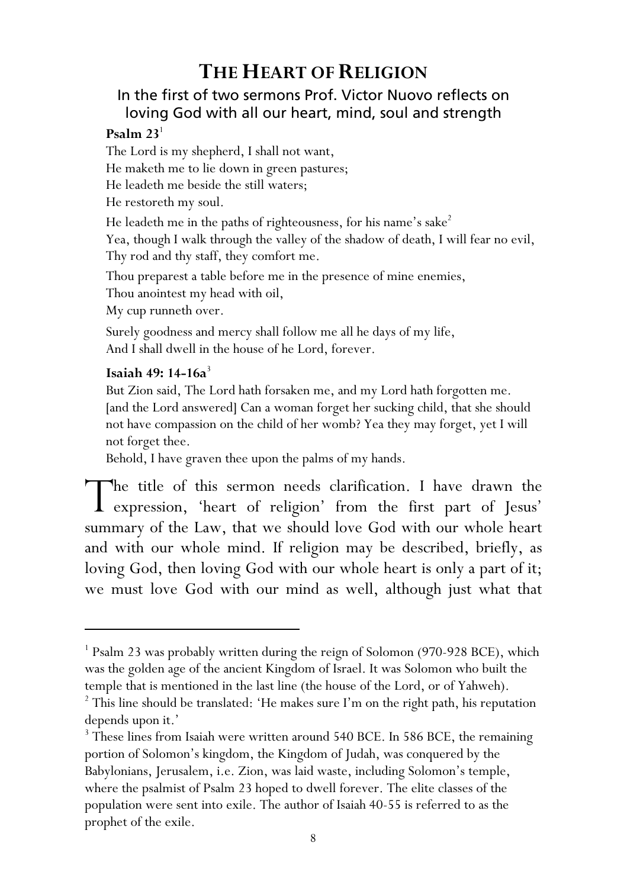# THE HEART OF RELIGION

## In the first of two sermons Prof. Victor Nuovo reflects on loving God with all our heart, mind, soul and strength

**Psalm 23**[1]

The Lord is my shepherd, I shall not want,
He maketh me to lie down in green pastures;
He leadeth me beside the still waters;
He restoreth my soul.

He leadeth me in the paths of righteousness, for his name's sake[2]
Yea, though I walk through the valley of the shadow of death, I will fear no evil,
Thy rod and thy staff, they comfort me.

Thou preparest a table before me in the presence of mine enemies,
Thou anointest my head with oil,
My cup runneth over.

Surely goodness and mercy shall follow me all he days of my life,
And I shall dwell in the house of he Lord, forever.

**Isaiah 49: 14-16a**[3]

But Zion said, The Lord hath forsaken me, and my Lord hath forgotten me. [and the Lord answered] Can a woman forget her sucking child, that she should not have compassion on the child of her womb? Yea they may forget, yet I will not forget thee.
Behold, I have graven thee upon the palms of my hands.

The title of this sermon needs clarification. I have drawn the expression, 'heart of religion' from the first part of Jesus' summary of the Law, that we should love God with our whole heart and with our whole mind. If religion may be described, briefly, as loving God, then loving God with our whole heart is only a part of it; we must love God with our mind as well, although just what that

---

[1] Psalm 23 was probably written during the reign of Solomon (970-928 BCE), which was the golden age of the ancient Kingdom of Israel. It was Solomon who built the temple that is mentioned in the last line (the house of the Lord, or of Yahweh).

[2] This line should be translated: 'He makes sure I'm on the right path, his reputation depends upon it.'

[3] These lines from Isaiah were written around 540 BCE. In 586 BCE, the remaining portion of Solomon's kingdom, the Kingdom of Judah, was conquered by the Babylonians, Jerusalem, i.e. Zion, was laid waste, including Solomon's temple, where the psalmist of Psalm 23 hoped to dwell forever. The elite classes of the population were sent into exile. The author of Isaiah 40-55 is referred to as the prophet of the exile.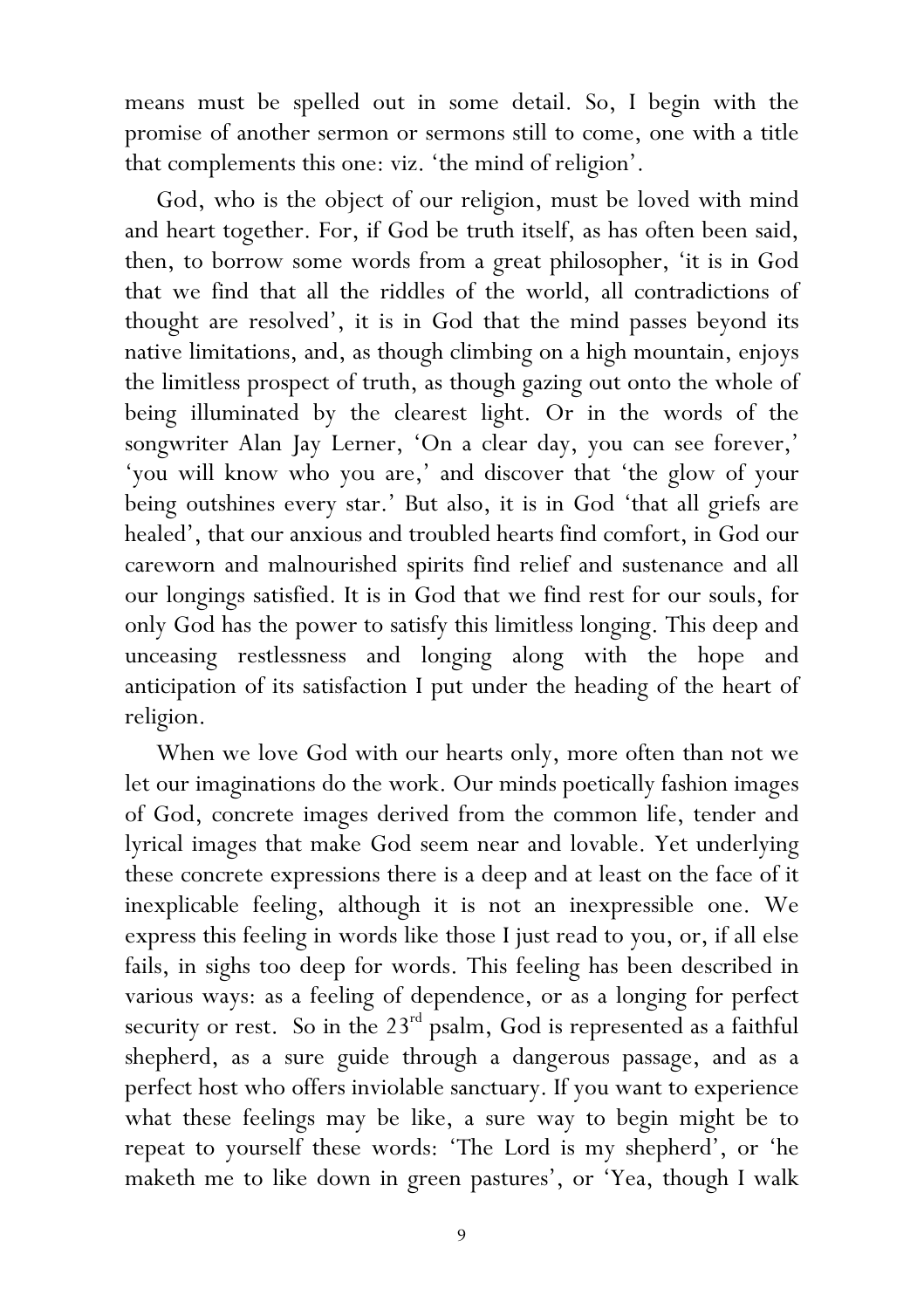means must be spelled out in some detail. So, I begin with the promise of another sermon or sermons still to come, one with a title that complements this one: viz. 'the mind of religion'.

God, who is the object of our religion, must be loved with mind and heart together. For, if God be truth itself, as has often been said, then, to borrow some words from a great philosopher, 'it is in God that we find that all the riddles of the world, all contradictions of thought are resolved', it is in God that the mind passes beyond its native limitations, and, as though climbing on a high mountain, enjoys the limitless prospect of truth, as though gazing out onto the whole of being illuminated by the clearest light. Or in the words of the songwriter Alan Jay Lerner, 'On a clear day, you can see forever,' 'you will know who you are,' and discover that 'the glow of your being outshines every star.' But also, it is in God 'that all griefs are healed', that our anxious and troubled hearts find comfort, in God our careworn and malnourished spirits find relief and sustenance and all our longings satisfied. It is in God that we find rest for our souls, for only God has the power to satisfy this limitless longing. This deep and unceasing restlessness and longing along with the hope and anticipation of its satisfaction I put under the heading of the heart of religion.

When we love God with our hearts only, more often than not we let our imaginations do the work. Our minds poetically fashion images of God, concrete images derived from the common life, tender and lyrical images that make God seem near and lovable. Yet underlying these concrete expressions there is a deep and at least on the face of it inexplicable feeling, although it is not an inexpressible one. We express this feeling in words like those I just read to you, or, if all else fails, in sighs too deep for words. This feeling has been described in various ways: as a feeling of dependence, or as a longing for perfect security or rest. So in the 23rd psalm, God is represented as a faithful shepherd, as a sure guide through a dangerous passage, and as a perfect host who offers inviolable sanctuary. If you want to experience what these feelings may be like, a sure way to begin might be to repeat to yourself these words: 'The Lord is my shepherd', or 'he maketh me to like down in green pastures', or 'Yea, though I walk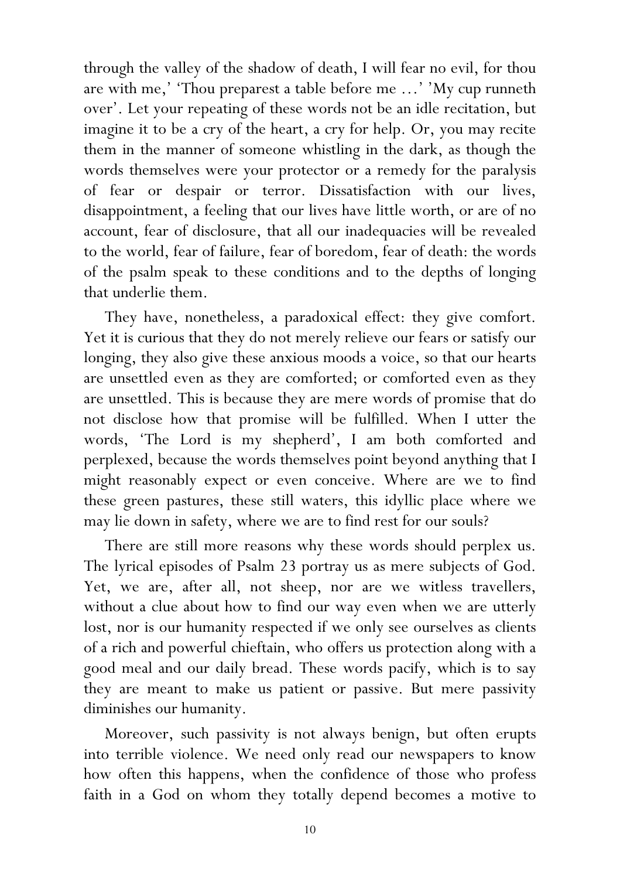through the valley of the shadow of death, I will fear no evil, for thou are with me,' 'Thou preparest a table before me …' 'My cup runneth over'. Let your repeating of these words not be an idle recitation, but imagine it to be a cry of the heart, a cry for help. Or, you may recite them in the manner of someone whistling in the dark, as though the words themselves were your protector or a remedy for the paralysis of fear or despair or terror. Dissatisfaction with our lives, disappointment, a feeling that our lives have little worth, or are of no account, fear of disclosure, that all our inadequacies will be revealed to the world, fear of failure, fear of boredom, fear of death: the words of the psalm speak to these conditions and to the depths of longing that underlie them.

They have, nonetheless, a paradoxical effect: they give comfort. Yet it is curious that they do not merely relieve our fears or satisfy our longing, they also give these anxious moods a voice, so that our hearts are unsettled even as they are comforted; or comforted even as they are unsettled. This is because they are mere words of promise that do not disclose how that promise will be fulfilled. When I utter the words, 'The Lord is my shepherd', I am both comforted and perplexed, because the words themselves point beyond anything that I might reasonably expect or even conceive. Where are we to find these green pastures, these still waters, this idyllic place where we may lie down in safety, where we are to find rest for our souls?

There are still more reasons why these words should perplex us. The lyrical episodes of Psalm 23 portray us as mere subjects of God. Yet, we are, after all, not sheep, nor are we witless travellers, without a clue about how to find our way even when we are utterly lost, nor is our humanity respected if we only see ourselves as clients of a rich and powerful chieftain, who offers us protection along with a good meal and our daily bread. These words pacify, which is to say they are meant to make us patient or passive. But mere passivity diminishes our humanity.

Moreover, such passivity is not always benign, but often erupts into terrible violence. We need only read our newspapers to know how often this happens, when the confidence of those who profess faith in a God on whom they totally depend becomes a motive to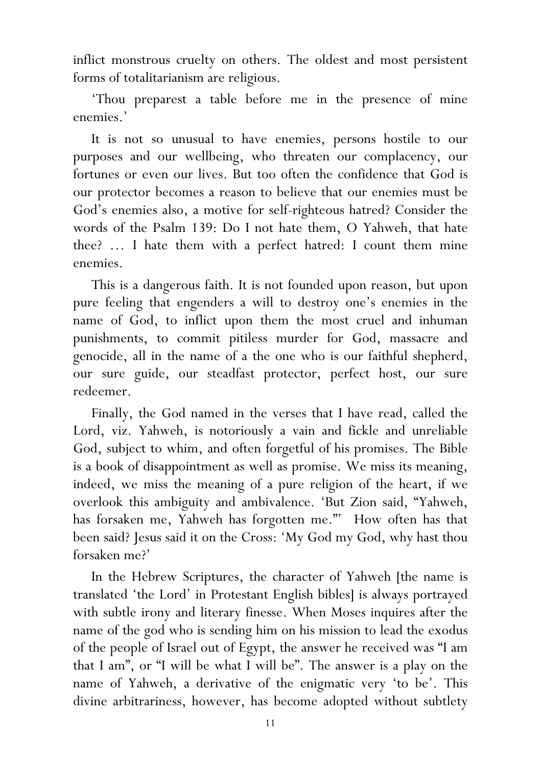inflict monstrous cruelty on others. The oldest and most persistent forms of totalitarianism are religious.

'Thou preparest a table before me in the presence of mine enemies.'

It is not so unusual to have enemies, persons hostile to our purposes and our wellbeing, who threaten our complacency, our fortunes or even our lives. But too often the confidence that God is our protector becomes a reason to believe that our enemies must be God's enemies also, a motive for self-righteous hatred? Consider the words of the Psalm 139: Do I not hate them, O Yahweh, that hate thee? … I hate them with a perfect hatred: I count them mine enemies.

This is a dangerous faith. It is not founded upon reason, but upon pure feeling that engenders a will to destroy one's enemies in the name of God, to inflict upon them the most cruel and inhuman punishments, to commit pitiless murder for God, massacre and genocide, all in the name of a the one who is our faithful shepherd, our sure guide, our steadfast protector, perfect host, our sure redeemer.

Finally, the God named in the verses that I have read, called the Lord, viz. Yahweh, is notoriously a vain and fickle and unreliable God, subject to whim, and often forgetful of his promises. The Bible is a book of disappointment as well as promise. We miss its meaning, indeed, we miss the meaning of a pure religion of the heart, if we overlook this ambiguity and ambivalence. 'But Zion said, "Yahweh, has forsaken me, Yahweh has forgotten me."' How often has that been said? Jesus said it on the Cross: 'My God my God, why hast thou forsaken me?'

In the Hebrew Scriptures, the character of Yahweh [the name is translated 'the Lord' in Protestant English bibles] is always portrayed with subtle irony and literary finesse. When Moses inquires after the name of the god who is sending him on his mission to lead the exodus of the people of Israel out of Egypt, the answer he received was "I am that I am", or "I will be what I will be". The answer is a play on the name of Yahweh, a derivative of the enigmatic very 'to be'. This divine arbitrariness, however, has become adopted without subtlety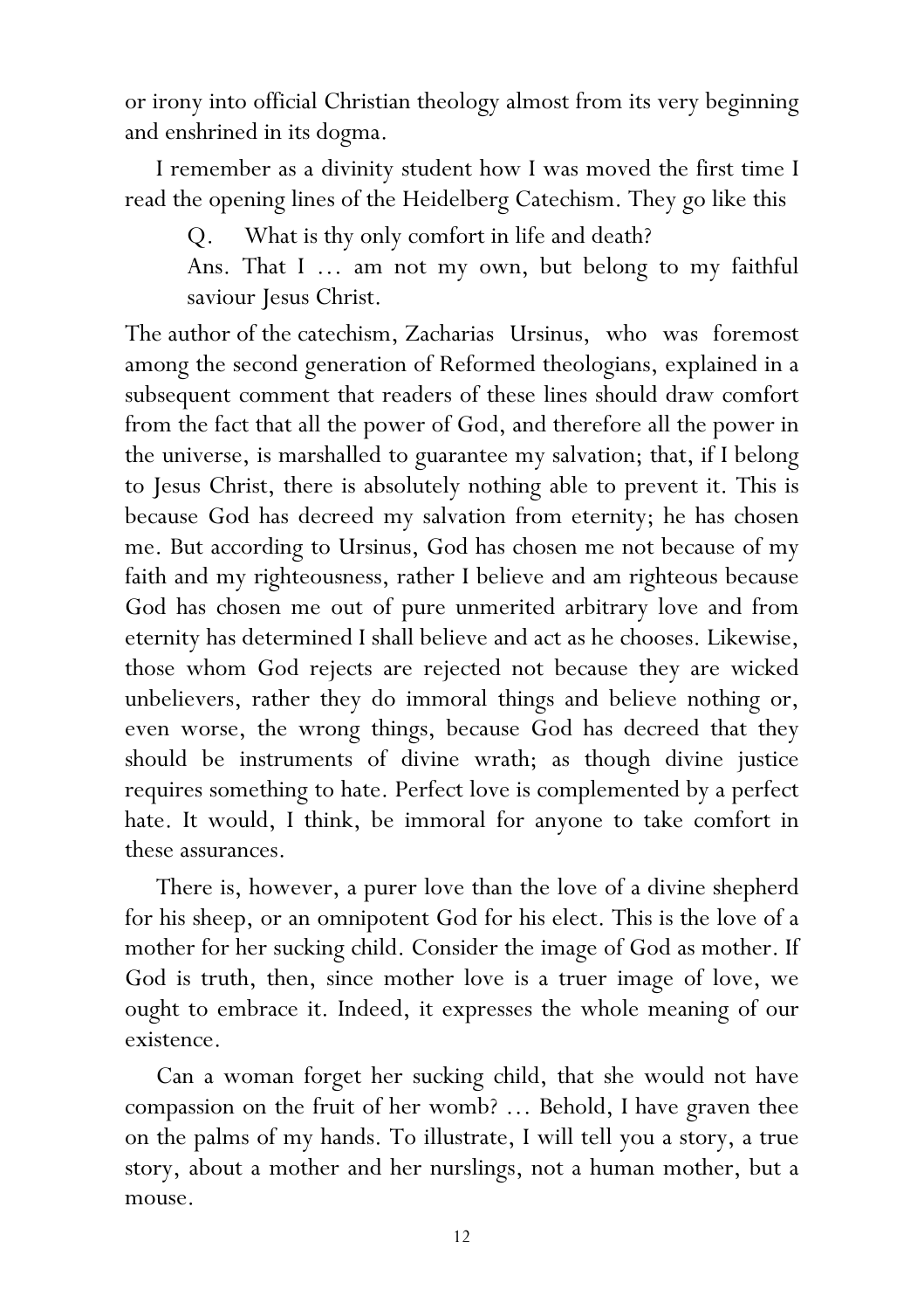or irony into official Christian theology almost from its very beginning and enshrined in its dogma.

I remember as a divinity student how I was moved the first time I read the opening lines of the Heidelberg Catechism. They go like this

> Q. What is thy only comfort in life and death?
>
> Ans. That I … am not my own, but belong to my faithful saviour Jesus Christ.

The author of the catechism, Zacharias Ursinus, who was foremost among the second generation of Reformed theologians, explained in a subsequent comment that readers of these lines should draw comfort from the fact that all the power of God, and therefore all the power in the universe, is marshalled to guarantee my salvation; that, if I belong to Jesus Christ, there is absolutely nothing able to prevent it. This is because God has decreed my salvation from eternity; he has chosen me. But according to Ursinus, God has chosen me not because of my faith and my righteousness, rather I believe and am righteous because God has chosen me out of pure unmerited arbitrary love and from eternity has determined I shall believe and act as he chooses. Likewise, those whom God rejects are rejected not because they are wicked unbelievers, rather they do immoral things and believe nothing or, even worse, the wrong things, because God has decreed that they should be instruments of divine wrath; as though divine justice requires something to hate. Perfect love is complemented by a perfect hate. It would, I think, be immoral for anyone to take comfort in these assurances.

There is, however, a purer love than the love of a divine shepherd for his sheep, or an omnipotent God for his elect. This is the love of a mother for her sucking child. Consider the image of God as mother. If God is truth, then, since mother love is a truer image of love, we ought to embrace it. Indeed, it expresses the whole meaning of our existence.

Can a woman forget her sucking child, that she would not have compassion on the fruit of her womb? … Behold, I have graven thee on the palms of my hands. To illustrate, I will tell you a story, a true story, about a mother and her nurslings, not a human mother, but a mouse.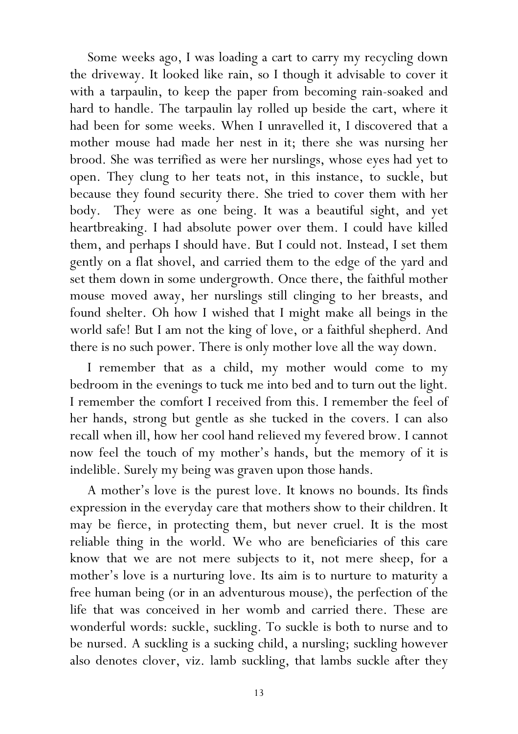Some weeks ago, I was loading a cart to carry my recycling down the driveway. It looked like rain, so I though it advisable to cover it with a tarpaulin, to keep the paper from becoming rain-soaked and hard to handle. The tarpaulin lay rolled up beside the cart, where it had been for some weeks. When I unravelled it, I discovered that a mother mouse had made her nest in it; there she was nursing her brood. She was terrified as were her nurslings, whose eyes had yet to open. They clung to her teats not, in this instance, to suckle, but because they found security there. She tried to cover them with her body. They were as one being. It was a beautiful sight, and yet heartbreaking. I had absolute power over them. I could have killed them, and perhaps I should have. But I could not. Instead, I set them gently on a flat shovel, and carried them to the edge of the yard and set them down in some undergrowth. Once there, the faithful mother mouse moved away, her nurslings still clinging to her breasts, and found shelter. Oh how I wished that I might make all beings in the world safe! But I am not the king of love, or a faithful shepherd. And there is no such power. There is only mother love all the way down.

I remember that as a child, my mother would come to my bedroom in the evenings to tuck me into bed and to turn out the light. I remember the comfort I received from this. I remember the feel of her hands, strong but gentle as she tucked in the covers. I can also recall when ill, how her cool hand relieved my fevered brow. I cannot now feel the touch of my mother's hands, but the memory of it is indelible. Surely my being was graven upon those hands.

A mother's love is the purest love. It knows no bounds. Its finds expression in the everyday care that mothers show to their children. It may be fierce, in protecting them, but never cruel. It is the most reliable thing in the world. We who are beneficiaries of this care know that we are not mere subjects to it, not mere sheep, for a mother's love is a nurturing love. Its aim is to nurture to maturity a free human being (or in an adventurous mouse), the perfection of the life that was conceived in her womb and carried there. These are wonderful words: suckle, suckling. To suckle is both to nurse and to be nursed. A suckling is a sucking child, a nursling; suckling however also denotes clover, viz. lamb suckling, that lambs suckle after they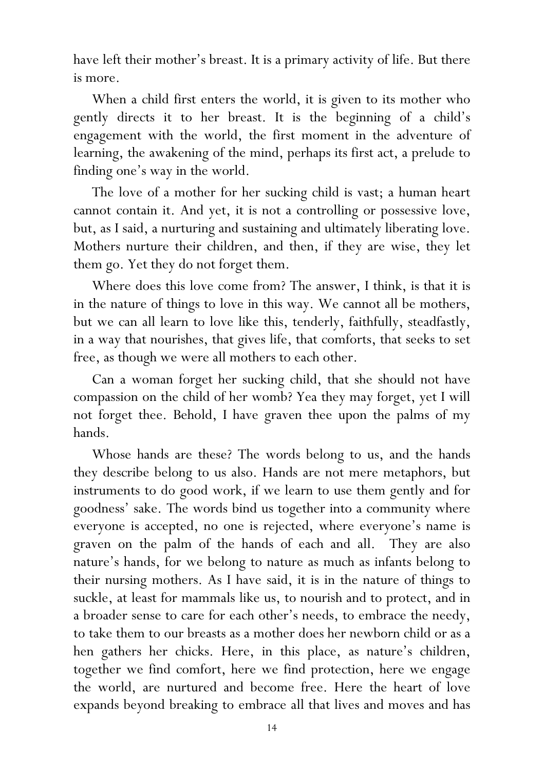have left their mother's breast. It is a primary activity of life. But there is more.

When a child first enters the world, it is given to its mother who gently directs it to her breast. It is the beginning of a child's engagement with the world, the first moment in the adventure of learning, the awakening of the mind, perhaps its first act, a prelude to finding one's way in the world.

The love of a mother for her sucking child is vast; a human heart cannot contain it. And yet, it is not a controlling or possessive love, but, as I said, a nurturing and sustaining and ultimately liberating love. Mothers nurture their children, and then, if they are wise, they let them go. Yet they do not forget them.

Where does this love come from? The answer, I think, is that it is in the nature of things to love in this way. We cannot all be mothers, but we can all learn to love like this, tenderly, faithfully, steadfastly, in a way that nourishes, that gives life, that comforts, that seeks to set free, as though we were all mothers to each other.

Can a woman forget her sucking child, that she should not have compassion on the child of her womb? Yea they may forget, yet I will not forget thee. Behold, I have graven thee upon the palms of my hands.

Whose hands are these? The words belong to us, and the hands they describe belong to us also. Hands are not mere metaphors, but instruments to do good work, if we learn to use them gently and for goodness' sake. The words bind us together into a community where everyone is accepted, no one is rejected, where everyone's name is graven on the palm of the hands of each and all. They are also nature's hands, for we belong to nature as much as infants belong to their nursing mothers. As I have said, it is in the nature of things to suckle, at least for mammals like us, to nourish and to protect, and in a broader sense to care for each other's needs, to embrace the needy, to take them to our breasts as a mother does her newborn child or as a hen gathers her chicks. Here, in this place, as nature's children, together we find comfort, here we find protection, here we engage the world, are nurtured and become free. Here the heart of love expands beyond breaking to embrace all that lives and moves and has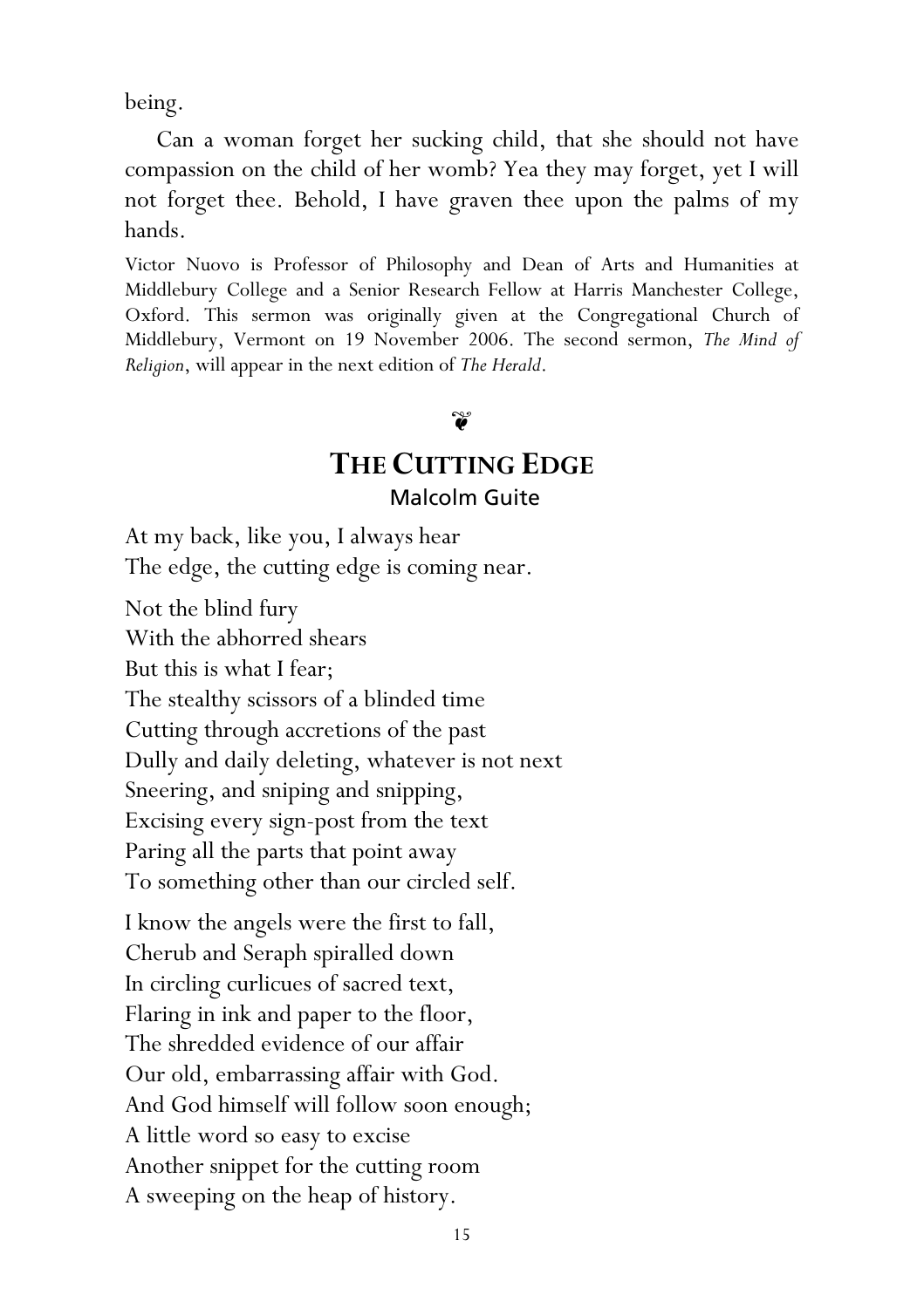being.

Can a woman forget her sucking child, that she should not have compassion on the child of her womb? Yea they may forget, yet I will not forget thee. Behold, I have graven thee upon the palms of my hands.

Victor Nuovo is Professor of Philosophy and Dean of Arts and Humanities at Middlebury College and a Senior Research Fellow at Harris Manchester College, Oxford. This sermon was originally given at the Congregational Church of Middlebury, Vermont on 19 November 2006. The second sermon, *The Mind of Religion*, will appear in the next edition of *The Herald*.

❦

## THE CUTTING EDGE

### Malcolm Guite

At my back, like you, I always hear
The edge, the cutting edge is coming near.

Not the blind fury
With the abhorred shears
But this is what I fear;
The stealthy scissors of a blinded time
Cutting through accretions of the past
Dully and daily deleting, whatever is not next
Sneering, and sniping and snipping,
Excising every sign-post from the text
Paring all the parts that point away
To something other than our circled self.

I know the angels were the first to fall,
Cherub and Seraph spiralled down
In circling curlicues of sacred text,
Flaring in ink and paper to the floor,
The shredded evidence of our affair
Our old, embarrassing affair with God.
And God himself will follow soon enough;
A little word so easy to excise
Another snippet for the cutting room
A sweeping on the heap of history.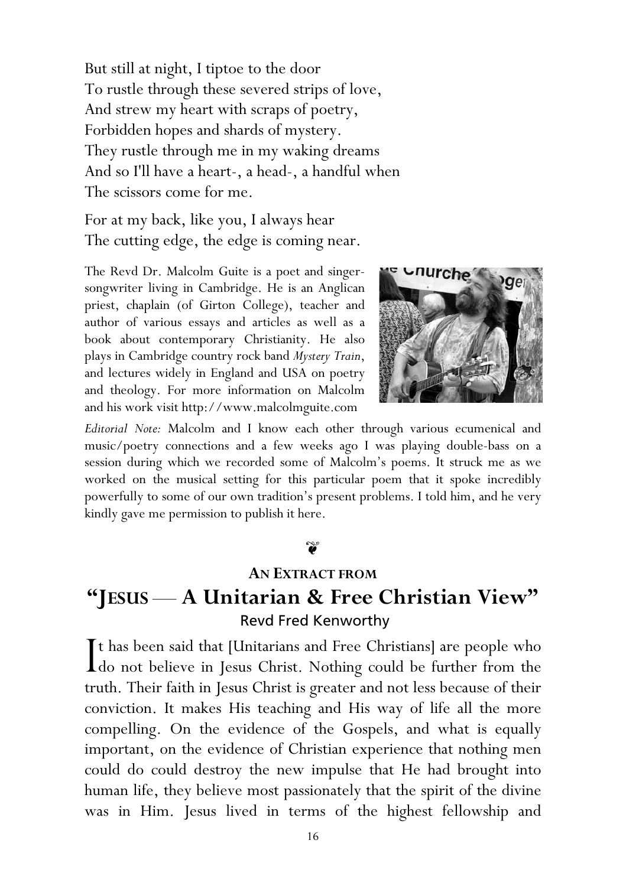But still at night, I tiptoe to the door
To rustle through these severed strips of love,
And strew my heart with scraps of poetry,
Forbidden hopes and shards of mystery.
They rustle through me in my waking dreams
And so I'll have a heart-, a head-, a handful when
The scissors come for me.

For at my back, like you, I always hear
The cutting edge, the edge is coming near.

The Revd Dr. Malcolm Guite is a poet and singer-songwriter living in Cambridge. He is an Anglican priest, chaplain (of Girton College), teacher and author of various essays and articles as well as a book about contemporary Christianity. He also plays in Cambridge country rock band *Mystery Train*, and lectures widely in England and USA on poetry and theology. For more information on Malcolm and his work visit http://www.malcolmguite.com

*Editorial Note:* Malcolm and I know each other through various ecumenical and music/poetry connections and a few weeks ago I was playing double-bass on a session during which we recorded some of Malcolm's poems. It struck me as we worked on the musical setting for this particular poem that it spoke incredibly powerfully to some of our own tradition's present problems. I told him, and he very kindly gave me permission to publish it here.

❦

**AN EXTRACT FROM**

## "JESUS — A Unitarian & Free Christian View"

Revd Fred Kenworthy

It has been said that [Unitarians and Free Christians] are people who do not believe in Jesus Christ. Nothing could be further from the truth. Their faith in Jesus Christ is greater and not less because of their conviction. It makes His teaching and His way of life all the more compelling. On the evidence of the Gospels, and what is equally important, on the evidence of Christian experience that nothing men could do could destroy the new impulse that He had brought into human life, they believe most passionately that the spirit of the divine was in Him. Jesus lived in terms of the highest fellowship and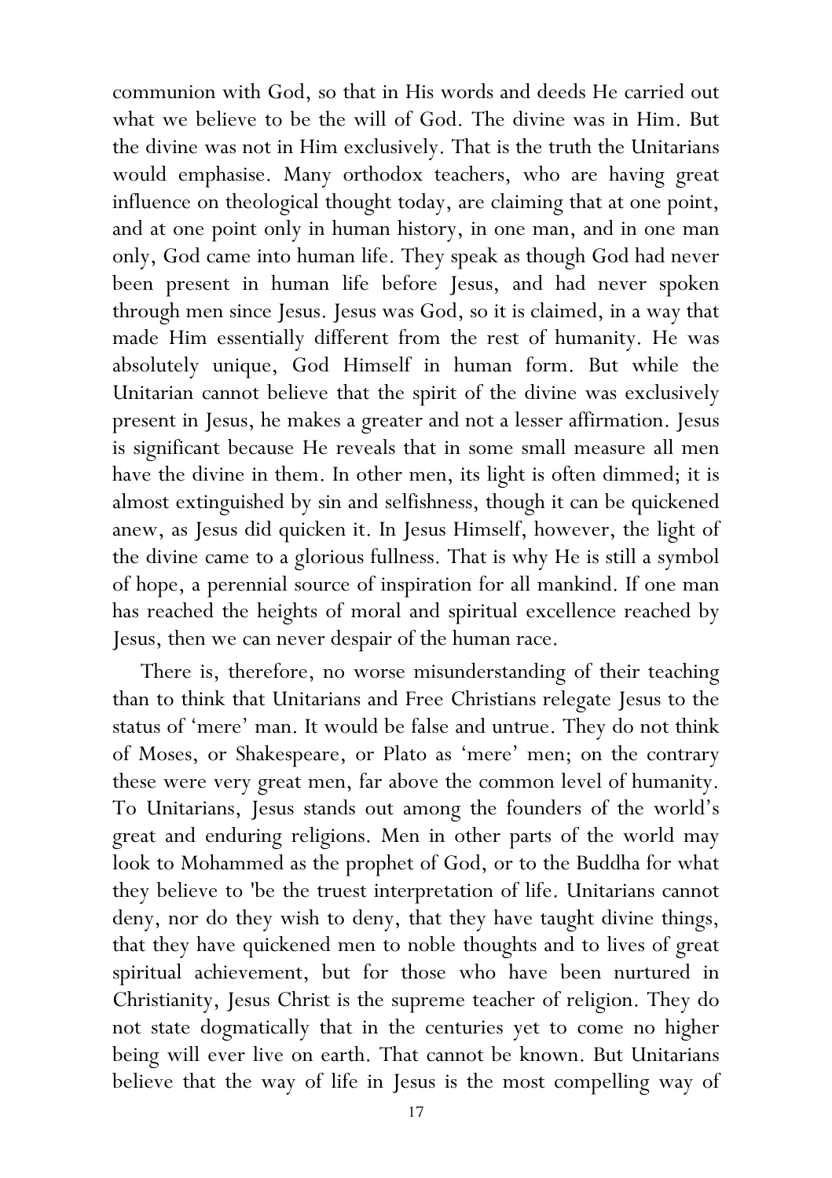communion with God, so that in His words and deeds He carried out what we believe to be the will of God. The divine was in Him. But the divine was not in Him exclusively. That is the truth the Unitarians would emphasise. Many orthodox teachers, who are having great influence on theological thought today, are claiming that at one point, and at one point only in human history, in one man, and in one man only, God came into human life. They speak as though God had never been present in human life before Jesus, and had never spoken through men since Jesus. Jesus was God, so it is claimed, in a way that made Him essentially different from the rest of humanity. He was absolutely unique, God Himself in human form. But while the Unitarian cannot believe that the spirit of the divine was exclusively present in Jesus, he makes a greater and not a lesser affirmation. Jesus is significant because He reveals that in some small measure all men have the divine in them. In other men, its light is often dimmed; it is almost extinguished by sin and selfishness, though it can be quickened anew, as Jesus did quicken it. In Jesus Himself, however, the light of the divine came to a glorious fullness. That is why He is still a symbol of hope, a perennial source of inspiration for all mankind. If one man has reached the heights of moral and spiritual excellence reached by Jesus, then we can never despair of the human race.

There is, therefore, no worse misunderstanding of their teaching than to think that Unitarians and Free Christians relegate Jesus to the status of 'mere' man. It would be false and untrue. They do not think of Moses, or Shakespeare, or Plato as 'mere' men; on the contrary these were very great men, far above the common level of humanity. To Unitarians, Jesus stands out among the founders of the world's great and enduring religions. Men in other parts of the world may look to Mohammed as the prophet of God, or to the Buddha for what they believe to 'be the truest interpretation of life. Unitarians cannot deny, nor do they wish to deny, that they have taught divine things, that they have quickened men to noble thoughts and to lives of great spiritual achievement, but for those who have been nurtured in Christianity, Jesus Christ is the supreme teacher of religion. They do not state dogmatically that in the centuries yet to come no higher being will ever live on earth. That cannot be known. But Unitarians believe that the way of life in Jesus is the most compelling way of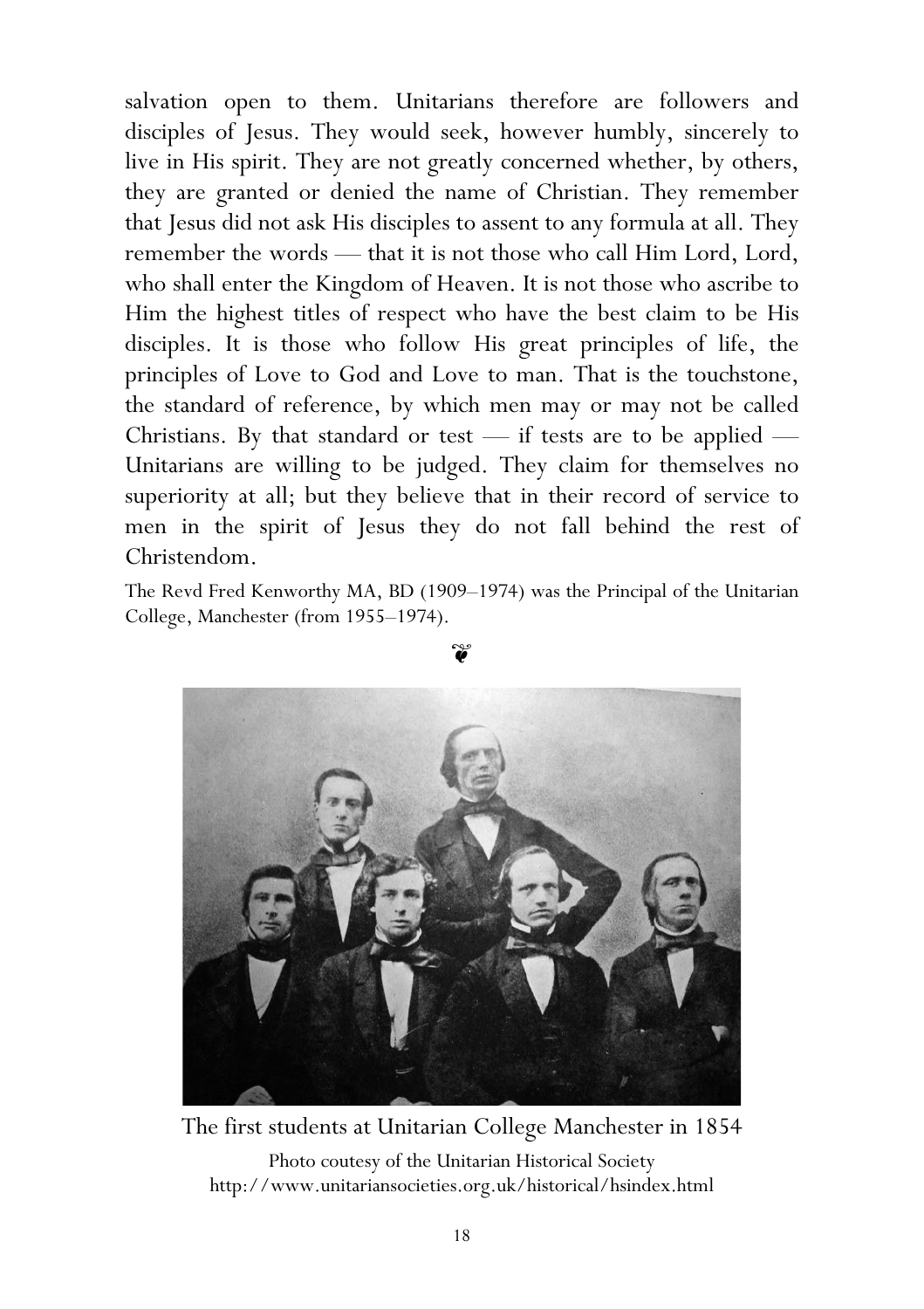salvation open to them. Unitarians therefore are followers and disciples of Jesus. They would seek, however humbly, sincerely to live in His spirit. They are not greatly concerned whether, by others, they are granted or denied the name of Christian. They remember that Jesus did not ask His disciples to assent to any formula at all. They remember the words — that it is not those who call Him Lord, Lord, who shall enter the Kingdom of Heaven. It is not those who ascribe to Him the highest titles of respect who have the best claim to be His disciples. It is those who follow His great principles of life, the principles of Love to God and Love to man. That is the touchstone, the standard of reference, by which men may or may not be called Christians. By that standard or test — if tests are to be applied — Unitarians are willing to be judged. They claim for themselves no superiority at all; but they believe that in their record of service to men in the spirit of Jesus they do not fall behind the rest of Christendom.

The Revd Fred Kenworthy MA, BD (1909–1974) was the Principal of the Unitarian College, Manchester (from 1955–1974).

❦

The first students at Unitarian College Manchester in 1854

Photo coutesy of the Unitarian Historical Society
http://www.unitariansocieties.org.uk/historical/hsindex.html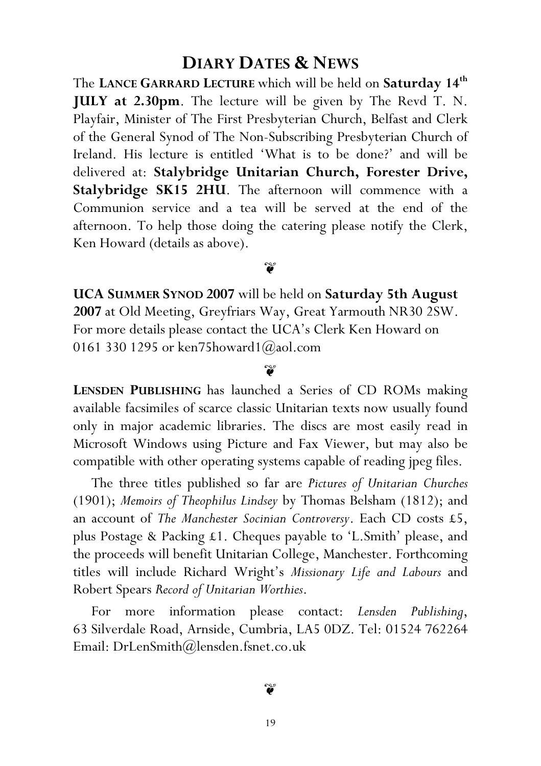# DIARY DATES & NEWS

The **LANCE GARRARD LECTURE** which will be held on **Saturday 14th JULY at 2.30pm**. The lecture will be given by The Revd T. N. Playfair, Minister of The First Presbyterian Church, Belfast and Clerk of the General Synod of The Non-Subscribing Presbyterian Church of Ireland. His lecture is entitled 'What is to be done?' and will be delivered at: **Stalybridge Unitarian Church, Forester Drive, Stalybridge SK15 2HU**. The afternoon will commence with a Communion service and a tea will be served at the end of the afternoon. To help those doing the catering please notify the Clerk, Ken Howard (details as above).

❦

**UCA SUMMER SYNOD 2007** will be held on **Saturday 5th August 2007** at Old Meeting, Greyfriars Way, Great Yarmouth NR30 2SW. For more details please contact the UCA's Clerk Ken Howard on 0161 330 1295 or ken75howard1@aol.com

❦

**LENSDEN PUBLISHING** has launched a Series of CD ROMs making available facsimiles of scarce classic Unitarian texts now usually found only in major academic libraries. The discs are most easily read in Microsoft Windows using Picture and Fax Viewer, but may also be compatible with other operating systems capable of reading jpeg files.

The three titles published so far are *Pictures of Unitarian Churches* (1901); *Memoirs of Theophilus Lindsey* by Thomas Belsham (1812); and an account of *The Manchester Socinian Controversy*. Each CD costs £5, plus Postage & Packing £1. Cheques payable to 'L.Smith' please, and the proceeds will benefit Unitarian College, Manchester. Forthcoming titles will include Richard Wright's *Missionary Life and Labours* and Robert Spears *Record of Unitarian Worthies*.

For more information please contact: *Lensden Publishing*, 63 Silverdale Road, Arnside, Cumbria, LA5 0DZ. Tel: 01524 762264 Email: DrLenSmith@lensden.fsnet.co.uk

❦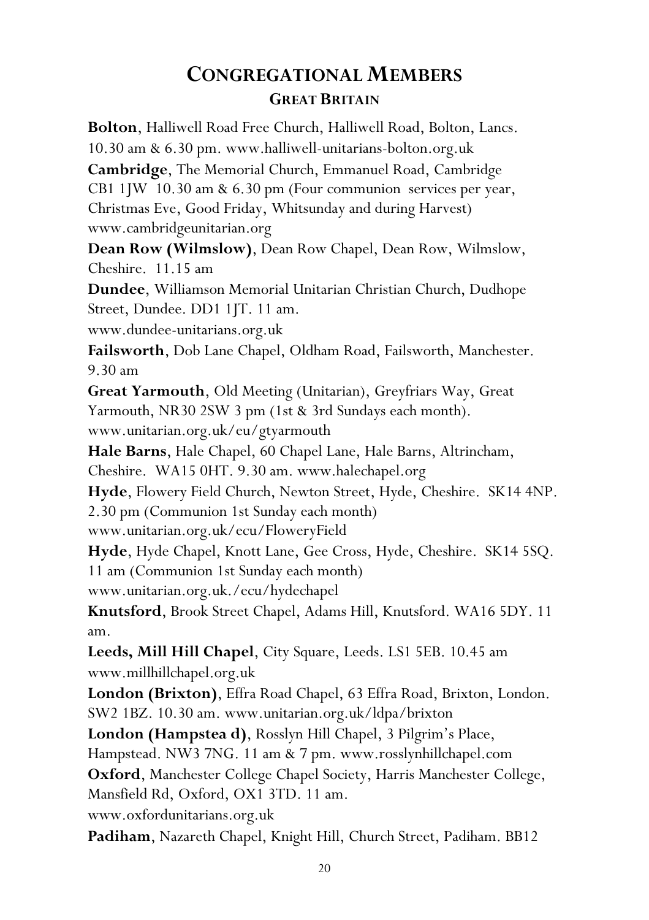# CONGREGATIONAL MEMBERS

## GREAT BRITAIN

**Bolton**, Halliwell Road Free Church, Halliwell Road, Bolton, Lancs. 10.30 am & 6.30 pm. www.halliwell-unitarians-bolton.org.uk

**Cambridge**, The Memorial Church, Emmanuel Road, Cambridge CB1 1JW 10.30 am & 6.30 pm (Four communion services per year, Christmas Eve, Good Friday, Whitsunday and during Harvest) www.cambridgeunitarian.org

**Dean Row (Wilmslow)**, Dean Row Chapel, Dean Row, Wilmslow, Cheshire. 11.15 am

**Dundee**, Williamson Memorial Unitarian Christian Church, Dudhope Street, Dundee. DD1 1JT. 11 am. www.dundee-unitarians.org.uk

**Failsworth**, Dob Lane Chapel, Oldham Road, Failsworth, Manchester. 9.30 am

**Great Yarmouth**, Old Meeting (Unitarian), Greyfriars Way, Great Yarmouth, NR30 2SW 3 pm (1st & 3rd Sundays each month). www.unitarian.org.uk/eu/gtyarmouth

**Hale Barns**, Hale Chapel, 60 Chapel Lane, Hale Barns, Altrincham, Cheshire. WA15 0HT. 9.30 am. www.halechapel.org

**Hyde**, Flowery Field Church, Newton Street, Hyde, Cheshire. SK14 4NP. 2.30 pm (Communion 1st Sunday each month) www.unitarian.org.uk/ecu/FloweryField

**Hyde**, Hyde Chapel, Knott Lane, Gee Cross, Hyde, Cheshire. SK14 5SQ. 11 am (Communion 1st Sunday each month) www.unitarian.org.uk./ecu/hydechapel

**Knutsford**, Brook Street Chapel, Adams Hill, Knutsford. WA16 5DY. 11 am.

**Leeds, Mill Hill Chapel**, City Square, Leeds. LS1 5EB. 10.45 am www.millhillchapel.org.uk

**London (Brixton)**, Effra Road Chapel, 63 Effra Road, Brixton, London. SW2 1BZ. 10.30 am. www.unitarian.org.uk/ldpa/brixton

**London (Hampstea d)**, Rosslyn Hill Chapel, 3 Pilgrim's Place, Hampstead. NW3 7NG. 11 am & 7 pm. www.rosslynhillchapel.com

**Oxford**, Manchester College Chapel Society, Harris Manchester College, Mansfield Rd, Oxford, OX1 3TD. 11 am. www.oxfordunitarians.org.uk

**Padiham**, Nazareth Chapel, Knight Hill, Church Street, Padiham. BB12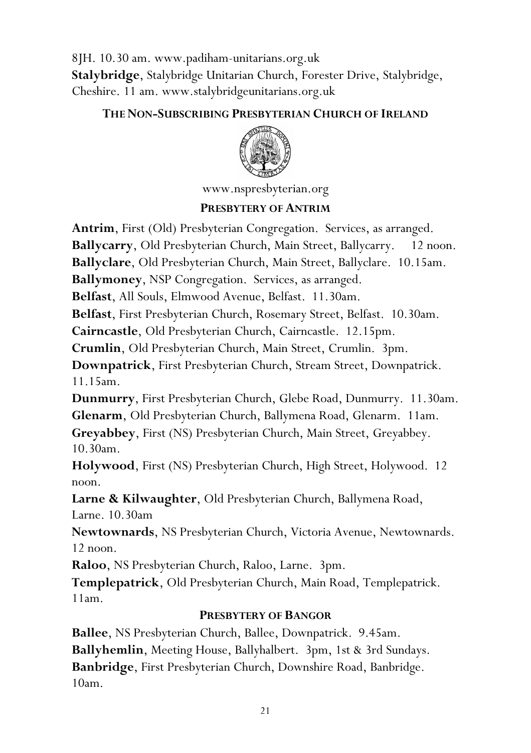8JH. 10.30 am. www.padiham-unitarians.org.uk

**Stalybridge**, Stalybridge Unitarian Church, Forester Drive, Stalybridge, Cheshire. 11 am. www.stalybridgeunitarians.org.uk

## THE NON-SUBSCRIBING PRESBYTERIAN CHURCH OF IRELAND

www.nspresbyterian.org

### PRESBYTERY OF ANTRIM

**Antrim**, First (Old) Presbyterian Congregation. Services, as arranged.

**Ballycarry**, Old Presbyterian Church, Main Street, Ballycarry. 12 noon.

**Ballyclare**, Old Presbyterian Church, Main Street, Ballyclare. 10.15am.

**Ballymoney**, NSP Congregation. Services, as arranged.

**Belfast**, All Souls, Elmwood Avenue, Belfast. 11.30am.

**Belfast**, First Presbyterian Church, Rosemary Street, Belfast. 10.30am.

**Cairncastle**, Old Presbyterian Church, Cairncastle. 12.15pm.

**Crumlin**, Old Presbyterian Church, Main Street, Crumlin. 3pm.

**Downpatrick**, First Presbyterian Church, Stream Street, Downpatrick. 11.15am.

**Dunmurry**, First Presbyterian Church, Glebe Road, Dunmurry. 11.30am.

**Glenarm**, Old Presbyterian Church, Ballymena Road, Glenarm. 11am.

**Greyabbey**, First (NS) Presbyterian Church, Main Street, Greyabbey. 10.30am.

**Holywood**, First (NS) Presbyterian Church, High Street, Holywood. 12 noon.

**Larne & Kilwaughter**, Old Presbyterian Church, Ballymena Road, Larne. 10.30am

**Newtownards**, NS Presbyterian Church, Victoria Avenue, Newtownards. 12 noon.

**Raloo**, NS Presbyterian Church, Raloo, Larne. 3pm.

**Templepatrick**, Old Presbyterian Church, Main Road, Templepatrick. 11am.

### PRESBYTERY OF BANGOR

**Ballee**, NS Presbyterian Church, Ballee, Downpatrick. 9.45am.

**Ballyhemlin**, Meeting House, Ballyhalbert. 3pm, 1st & 3rd Sundays.

**Banbridge**, First Presbyterian Church, Downshire Road, Banbridge. 10am.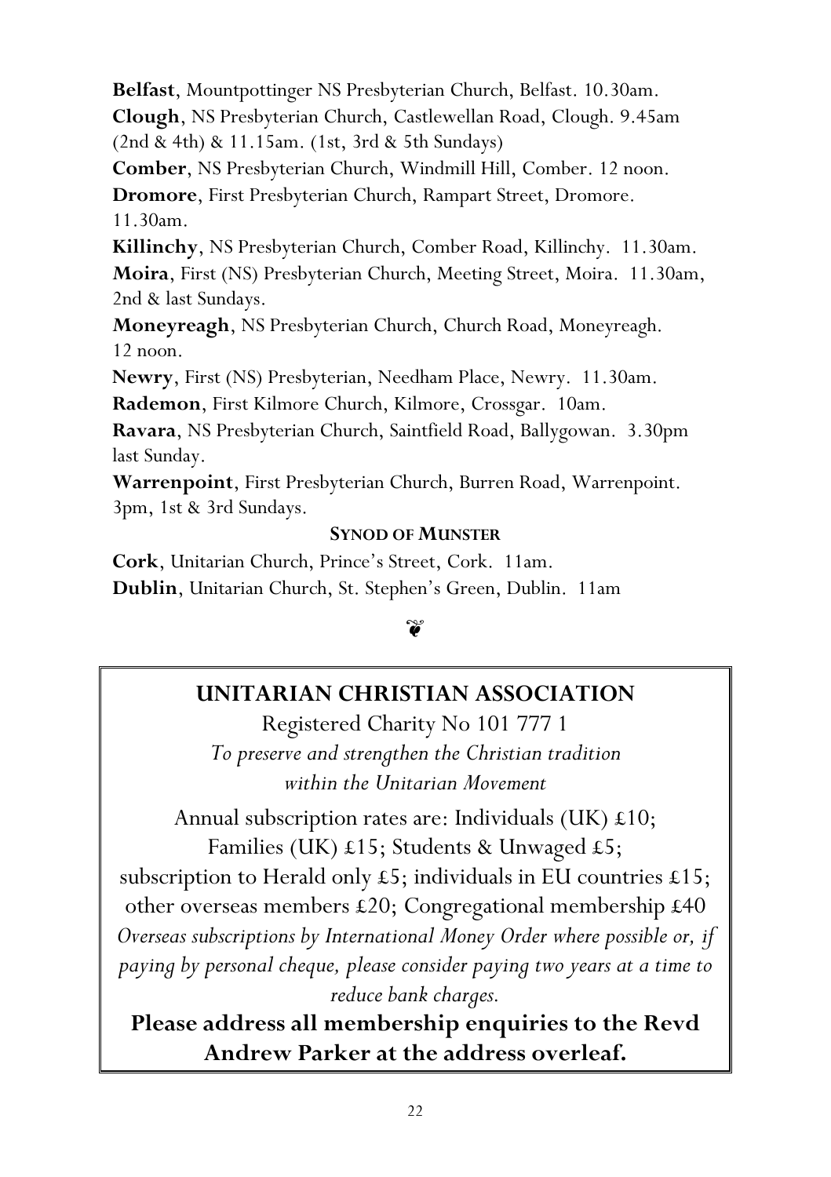**Belfast**, Mountpottinger NS Presbyterian Church, Belfast. 10.30am.
**Clough**, NS Presbyterian Church, Castlewellan Road, Clough. 9.45am (2nd & 4th) & 11.15am. (1st, 3rd & 5th Sundays)
**Comber**, NS Presbyterian Church, Windmill Hill, Comber. 12 noon.
**Dromore**, First Presbyterian Church, Rampart Street, Dromore. 11.30am.
**Killinchy**, NS Presbyterian Church, Comber Road, Killinchy. 11.30am.
**Moira**, First (NS) Presbyterian Church, Meeting Street, Moira. 11.30am, 2nd & last Sundays.
**Moneyreagh**, NS Presbyterian Church, Church Road, Moneyreagh. 12 noon.
**Newry**, First (NS) Presbyterian, Needham Place, Newry. 11.30am.
**Rademon**, First Kilmore Church, Kilmore, Crossgar. 10am.
**Ravara**, NS Presbyterian Church, Saintfield Road, Ballygowan. 3.30pm last Sunday.
**Warrenpoint**, First Presbyterian Church, Burren Road, Warrenpoint. 3pm, 1st & 3rd Sundays.

**SYNOD OF MUNSTER**

**Cork**, Unitarian Church, Prince's Street, Cork. 11am.
**Dublin**, Unitarian Church, St. Stephen's Green, Dublin. 11am

## UNITARIAN CHRISTIAN ASSOCIATION

Registered Charity No 101 777 1

*To preserve and strengthen the Christian tradition within the Unitarian Movement*

Annual subscription rates are: Individuals (UK) £10; Families (UK) £15; Students & Unwaged £5; subscription to Herald only £5; individuals in EU countries £15; other overseas members £20; Congregational membership £40

*Overseas subscriptions by International Money Order where possible or, if paying by personal cheque, please consider paying two years at a time to reduce bank charges.*

**Please address all membership enquiries to the Revd Andrew Parker at the address overleaf.**